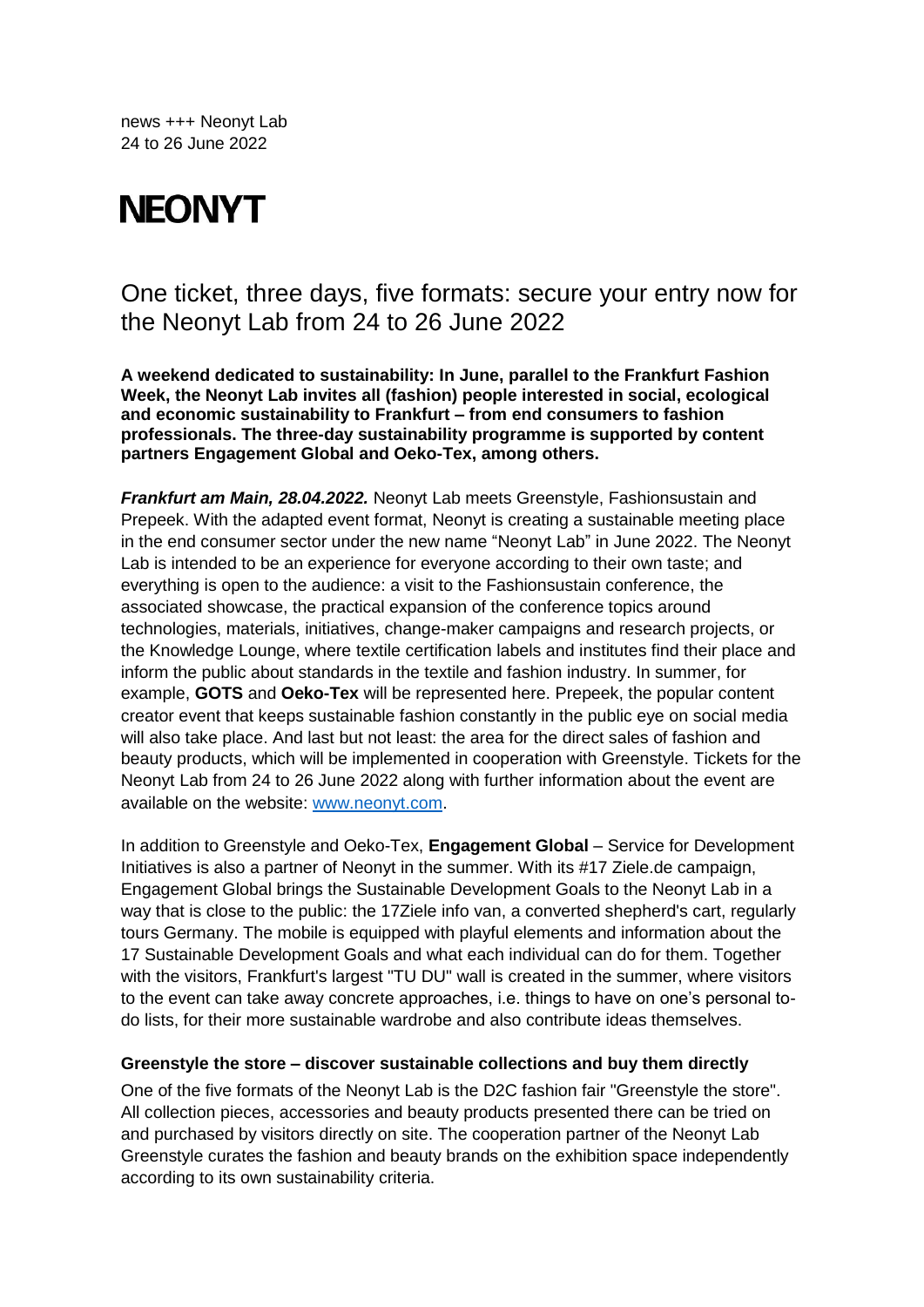news +++ Neonyt Lab
24 to 26 June 2022

# NEONYT

## One ticket, three days, five formats: secure your entry now for the Neonyt Lab from 24 to 26 June 2022

**A weekend dedicated to sustainability: In June, parallel to the Frankfurt Fashion Week, the Neonyt Lab invites all (fashion) people interested in social, ecological and economic sustainability to Frankfurt – from end consumers to fashion professionals. The three-day sustainability programme is supported by content partners Engagement Global and Oeko-Tex, among others.**

***Frankfurt am Main, 28.04.2022.*** Neonyt Lab meets Greenstyle, Fashionsustain and Prepeek. With the adapted event format, Neonyt is creating a sustainable meeting place in the end consumer sector under the new name "Neonyt Lab" in June 2022. The Neonyt Lab is intended to be an experience for everyone according to their own taste; and everything is open to the audience: a visit to the Fashionsustain conference, the associated showcase, the practical expansion of the conference topics around technologies, materials, initiatives, change-maker campaigns and research projects, or the Knowledge Lounge, where textile certification labels and institutes find their place and inform the public about standards in the textile and fashion industry. In summer, for example, **GOTS** and **Oeko-Tex** will be represented here. Prepeek, the popular content creator event that keeps sustainable fashion constantly in the public eye on social media will also take place. And last but not least: the area for the direct sales of fashion and beauty products, which will be implemented in cooperation with Greenstyle. Tickets for the Neonyt Lab from 24 to 26 June 2022 along with further information about the event are available on the website: [www.neonyt.com](http://www.neonyt.com).

In addition to Greenstyle and Oeko-Tex, **Engagement Global** – Service for Development Initiatives is also a partner of Neonyt in the summer. With its #17 Ziele.de campaign, Engagement Global brings the Sustainable Development Goals to the Neonyt Lab in a way that is close to the public: the 17Ziele info van, a converted shepherd's cart, regularly tours Germany. The mobile is equipped with playful elements and information about the 17 Sustainable Development Goals and what each individual can do for them. Together with the visitors, Frankfurt's largest "TU DU" wall is created in the summer, where visitors to the event can take away concrete approaches, i.e. things to have on one's personal to-do lists, for their more sustainable wardrobe and also contribute ideas themselves.

### Greenstyle the store – discover sustainable collections and buy them directly

One of the five formats of the Neonyt Lab is the D2C fashion fair "Greenstyle the store". All collection pieces, accessories and beauty products presented there can be tried on and purchased by visitors directly on site. The cooperation partner of the Neonyt Lab Greenstyle curates the fashion and beauty brands on the exhibition space independently according to its own sustainability criteria.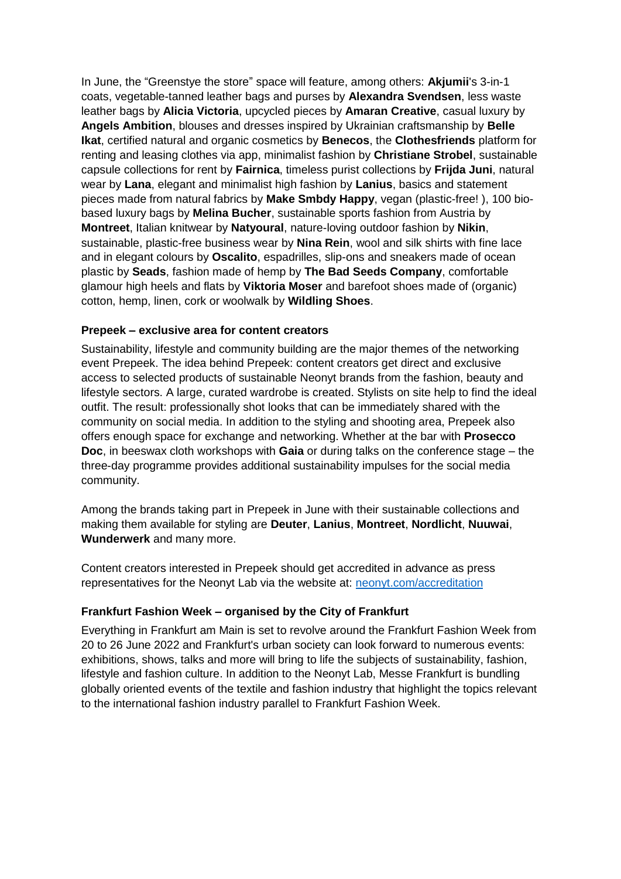In June, the "Greenstye the store" space will feature, among others: **Akjumii**'s 3-in-1 coats, vegetable-tanned leather bags and purses by **Alexandra Svendsen**, less waste leather bags by **Alicia Victoria**, upcycled pieces by **Amaran Creative**, casual luxury by **Angels Ambition**, blouses and dresses inspired by Ukrainian craftsmanship by **Belle Ikat**, certified natural and organic cosmetics by **Benecos**, the **Clothesfriends** platform for renting and leasing clothes via app, minimalist fashion by **Christiane Strobel**, sustainable capsule collections for rent by **Fairnica**, timeless purist collections by **Frijda Juni**, natural wear by **Lana**, elegant and minimalist high fashion by **Lanius**, basics and statement pieces made from natural fabrics by **Make Smbdy Happy**, vegan (plastic-free! ), 100 bio-based luxury bags by **Melina Bucher**, sustainable sports fashion from Austria by **Montreet**, Italian knitwear by **Natyoural**, nature-loving outdoor fashion by **Nikin**, sustainable, plastic-free business wear by **Nina Rein**, wool and silk shirts with fine lace and in elegant colours by **Oscalito**, espadrilles, slip-ons and sneakers made of ocean plastic by **Seads**, fashion made of hemp by **The Bad Seeds Company**, comfortable glamour high heels and flats by **Viktoria Moser** and barefoot shoes made of (organic) cotton, hemp, linen, cork or woolwalk by **Wildling Shoes**.

### Prepeek – exclusive area for content creators

Sustainability, lifestyle and community building are the major themes of the networking event Prepeek. The idea behind Prepeek: content creators get direct and exclusive access to selected products of sustainable Neonyt brands from the fashion, beauty and lifestyle sectors. A large, curated wardrobe is created. Stylists on site help to find the ideal outfit. The result: professionally shot looks that can be immediately shared with the community on social media. In addition to the styling and shooting area, Prepeek also offers enough space for exchange and networking. Whether at the bar with **Prosecco Doc**, in beeswax cloth workshops with **Gaia** or during talks on the conference stage – the three-day programme provides additional sustainability impulses for the social media community.

Among the brands taking part in Prepeek in June with their sustainable collections and making them available for styling are **Deuter**, **Lanius**, **Montreet**, **Nordlicht**, **Nuuwai**, **Wunderwerk** and many more.

Content creators interested in Prepeek should get accredited in advance as press representatives for the Neonyt Lab via the website at: [neonyt.com/accreditation](neonyt.com/accreditation)

### Frankfurt Fashion Week – organised by the City of Frankfurt

Everything in Frankfurt am Main is set to revolve around the Frankfurt Fashion Week from 20 to 26 June 2022 and Frankfurt's urban society can look forward to numerous events: exhibitions, shows, talks and more will bring to life the subjects of sustainability, fashion, lifestyle and fashion culture. In addition to the Neonyt Lab, Messe Frankfurt is bundling globally oriented events of the textile and fashion industry that highlight the topics relevant to the international fashion industry parallel to Frankfurt Fashion Week.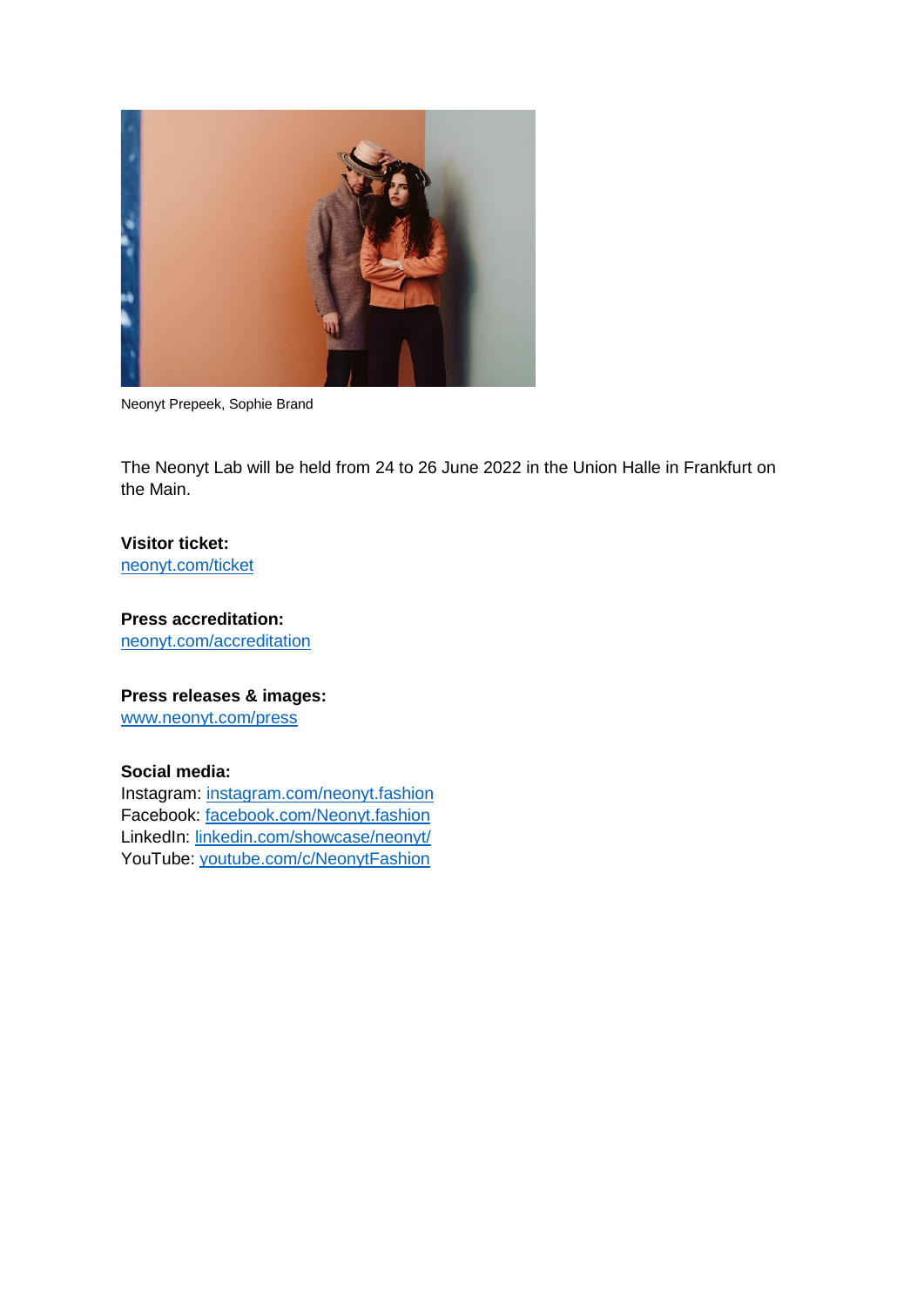Neonyt Prepeek, Sophie Brand

The Neonyt Lab will be held from 24 to 26 June 2022 in the Union Halle in Frankfurt on the Main.

**Visitor ticket:**
neonyt.com/ticket

**Press accreditation:**
neonyt.com/accreditation

**Press releases & images:**
www.neonyt.com/press

**Social media:**
Instagram: instagram.com/neonyt.fashion
Facebook: facebook.com/Neonyt.fashion
LinkedIn: linkedin.com/showcase/neonyt/
YouTube: youtube.com/c/NeonytFashion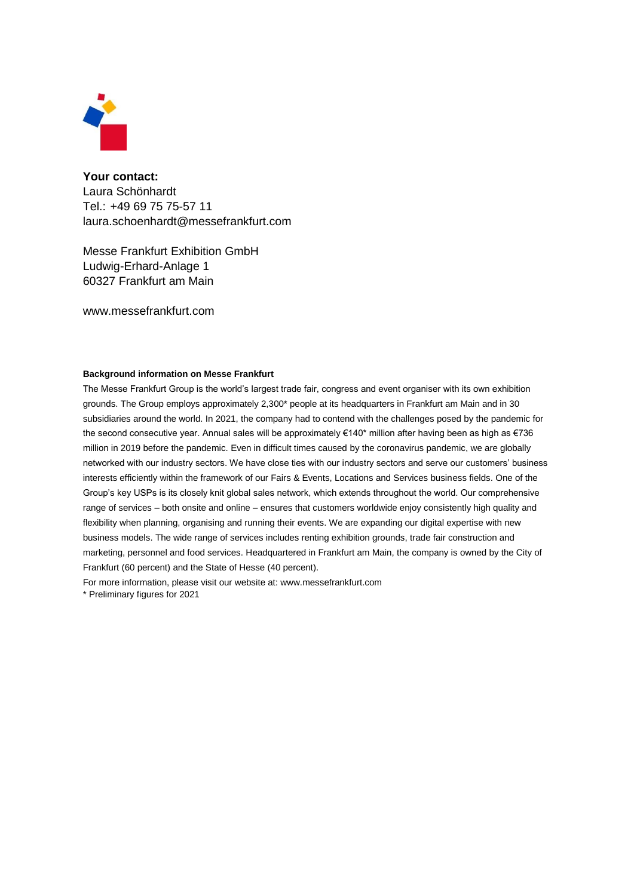**Your contact:**
Laura Schönhardt
Tel.: +49 69 75 75-57 11
laura.schoenhardt@messefrankfurt.com

Messe Frankfurt Exhibition GmbH
Ludwig-Erhard-Anlage 1
60327 Frankfurt am Main

www.messefrankfurt.com

**Background information on Messe Frankfurt**

The Messe Frankfurt Group is the world's largest trade fair, congress and event organiser with its own exhibition grounds. The Group employs approximately 2,300* people at its headquarters in Frankfurt am Main and in 30 subsidiaries around the world. In 2021, the company had to contend with the challenges posed by the pandemic for the second consecutive year. Annual sales will be approximately €140* million after having been as high as €736 million in 2019 before the pandemic. Even in difficult times caused by the coronavirus pandemic, we are globally networked with our industry sectors. We have close ties with our industry sectors and serve our customers' business interests efficiently within the framework of our Fairs & Events, Locations and Services business fields. One of the Group's key USPs is its closely knit global sales network, which extends throughout the world. Our comprehensive range of services – both onsite and online – ensures that customers worldwide enjoy consistently high quality and flexibility when planning, organising and running their events. We are expanding our digital expertise with new business models. The wide range of services includes renting exhibition grounds, trade fair construction and marketing, personnel and food services. Headquartered in Frankfurt am Main, the company is owned by the City of Frankfurt (60 percent) and the State of Hesse (40 percent).

For more information, please visit our website at: www.messefrankfurt.com
* Preliminary figures for 2021